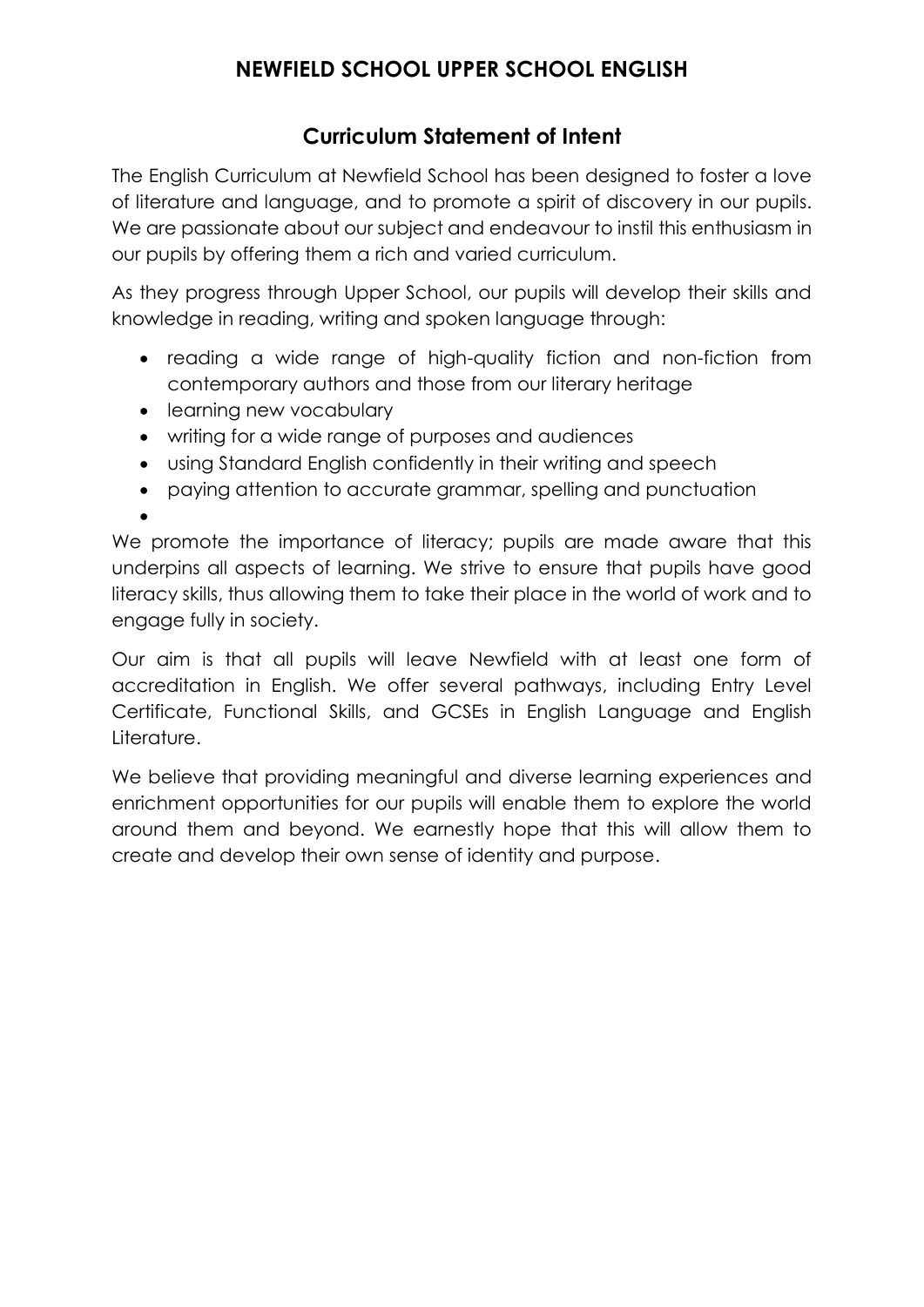# NEWFIELD SCHOOL UPPER SCHOOL ENGLISH

## Curriculum Statement of Intent

The English Curriculum at Newfield School has been designed to foster a love of literature and language, and to promote a spirit of discovery in our pupils. We are passionate about our subject and endeavour to instil this enthusiasm in our pupils by offering them a rich and varied curriculum.

As they progress through Upper School, our pupils will develop their skills and knowledge in reading, writing and spoken language through:

- reading a wide range of high-quality fiction and non-fiction from contemporary authors and those from our literary heritage
- learning new vocabulary
- writing for a wide range of purposes and audiences
- using Standard English confidently in their writing and speech
- paying attention to accurate grammar, spelling and punctuation

We promote the importance of literacy; pupils are made aware that this underpins all aspects of learning. We strive to ensure that pupils have good literacy skills, thus allowing them to take their place in the world of work and to engage fully in society.

Our aim is that all pupils will leave Newfield with at least one form of accreditation in English. We offer several pathways, including Entry Level Certificate, Functional Skills, and GCSEs in English Language and English Literature.

We believe that providing meaningful and diverse learning experiences and enrichment opportunities for our pupils will enable them to explore the world around them and beyond. We earnestly hope that this will allow them to create and develop their own sense of identity and purpose.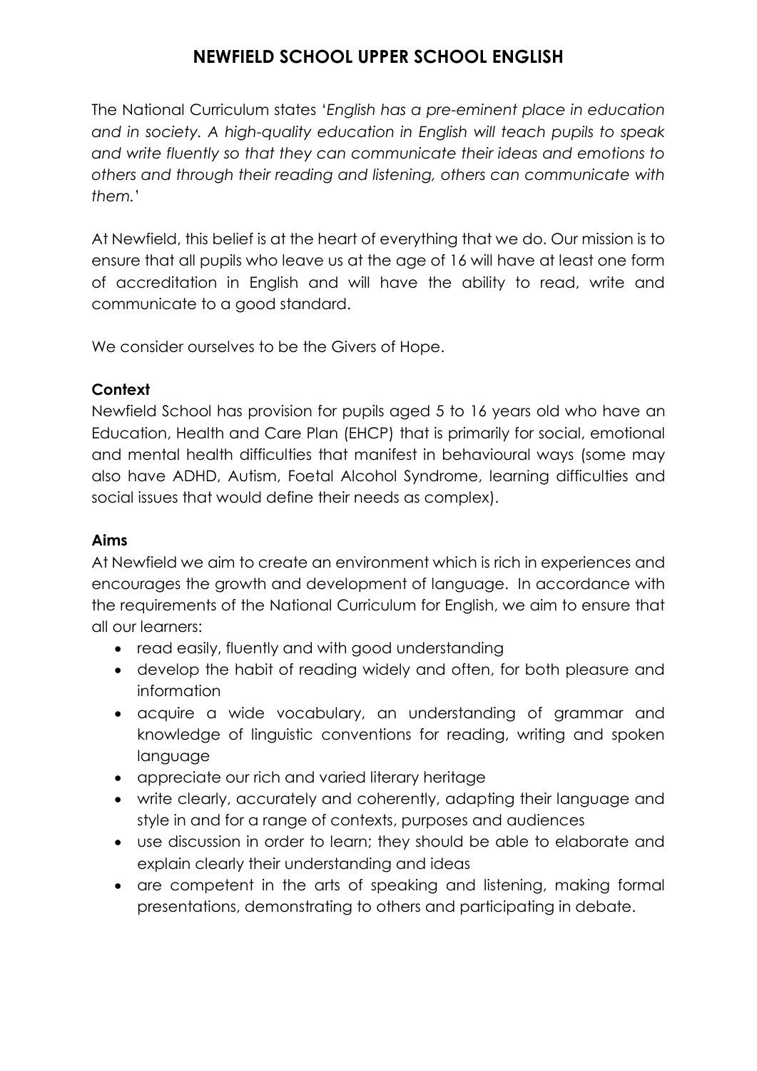# NEWFIELD SCHOOL UPPER SCHOOL ENGLISH

The National Curriculum states '*English has a pre-eminent place in education and in society. A high-quality education in English will teach pupils to speak and write fluently so that they can communicate their ideas and emotions to others and through their reading and listening, others can communicate with them.*'

At Newfield, this belief is at the heart of everything that we do. Our mission is to ensure that all pupils who leave us at the age of 16 will have at least one form of accreditation in English and will have the ability to read, write and communicate to a good standard.

We consider ourselves to be the Givers of Hope.

**Context**

Newfield School has provision for pupils aged 5 to 16 years old who have an Education, Health and Care Plan (EHCP) that is primarily for social, emotional and mental health difficulties that manifest in behavioural ways (some may also have ADHD, Autism, Foetal Alcohol Syndrome, learning difficulties and social issues that would define their needs as complex).

**Aims**

At Newfield we aim to create an environment which is rich in experiences and encourages the growth and development of language. In accordance with the requirements of the National Curriculum for English, we aim to ensure that all our learners:

- read easily, fluently and with good understanding
- develop the habit of reading widely and often, for both pleasure and information
- acquire a wide vocabulary, an understanding of grammar and knowledge of linguistic conventions for reading, writing and spoken language
- appreciate our rich and varied literary heritage
- write clearly, accurately and coherently, adapting their language and style in and for a range of contexts, purposes and audiences
- use discussion in order to learn; they should be able to elaborate and explain clearly their understanding and ideas
- are competent in the arts of speaking and listening, making formal presentations, demonstrating to others and participating in debate.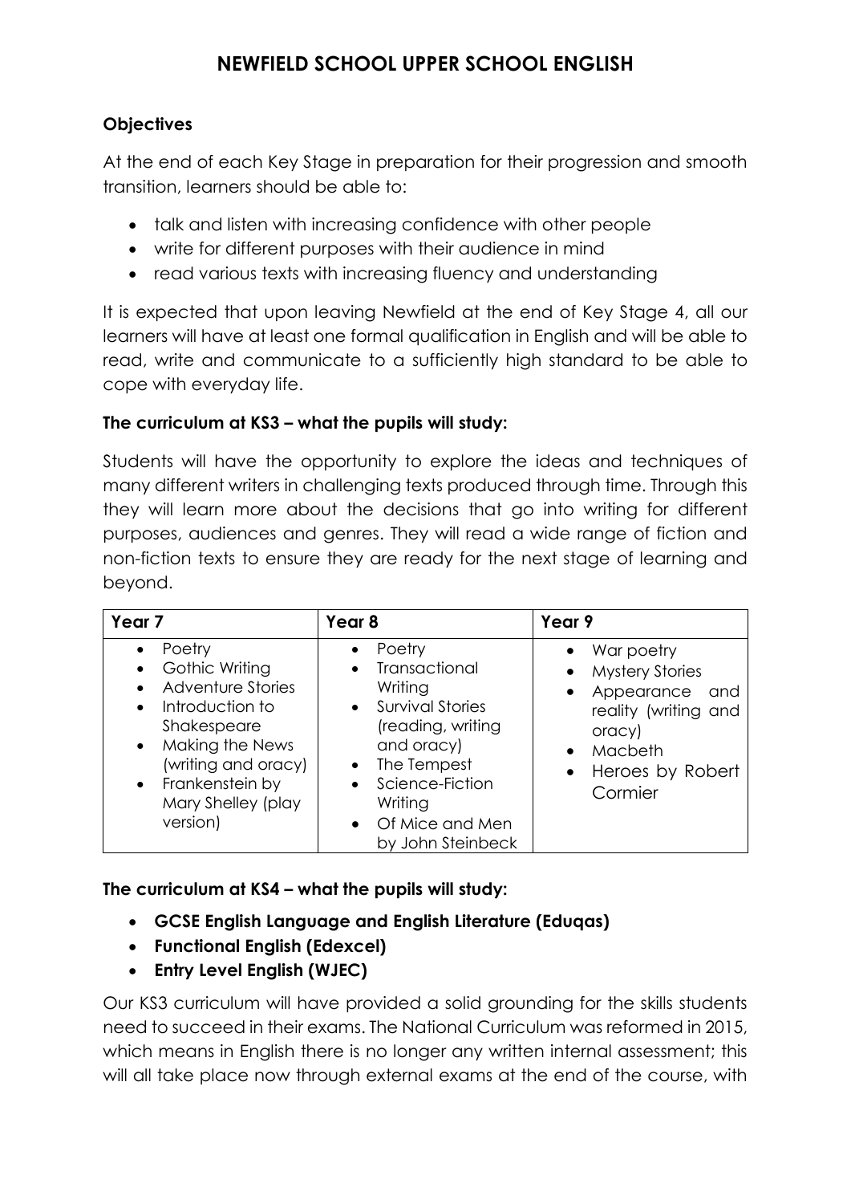# NEWFIELD SCHOOL UPPER SCHOOL ENGLISH

### Objectives

At the end of each Key Stage in preparation for their progression and smooth transition, learners should be able to:

- talk and listen with increasing confidence with other people
- write for different purposes with their audience in mind
- read various texts with increasing fluency and understanding

It is expected that upon leaving Newfield at the end of Key Stage 4, all our learners will have at least one formal qualification in English and will be able to read, write and communicate to a sufficiently high standard to be able to cope with everyday life.

### The curriculum at KS3 – what the pupils will study:

Students will have the opportunity to explore the ideas and techniques of many different writers in challenging texts produced through time. Through this they will learn more about the decisions that go into writing for different purposes, audiences and genres. They will read a wide range of fiction and non-fiction texts to ensure they are ready for the next stage of learning and beyond.

| Year 7 | Year 8 | Year 9 |
|---|---|---|
| • Poetry<br>• Gothic Writing<br>• Adventure Stories<br>• Introduction to Shakespeare<br>• Making the News (writing and oracy)<br>• Frankenstein by Mary Shelley (play version) | • Poetry<br>• Transactional Writing<br>• Survival Stories (reading, writing and oracy)<br>• The Tempest<br>• Science-Fiction Writing<br>• Of Mice and Men by John Steinbeck | • War poetry<br>• Mystery Stories<br>• Appearance and reality (writing and oracy)<br>• Macbeth<br>• Heroes by Robert Cormier |

### The curriculum at KS4 – what the pupils will study:

- **GCSE English Language and English Literature (Eduqas)**
- **Functional English (Edexcel)**
- **Entry Level English (WJEC)**

Our KS3 curriculum will have provided a solid grounding for the skills students need to succeed in their exams. The National Curriculum was reformed in 2015, which means in English there is no longer any written internal assessment; this will all take place now through external exams at the end of the course, with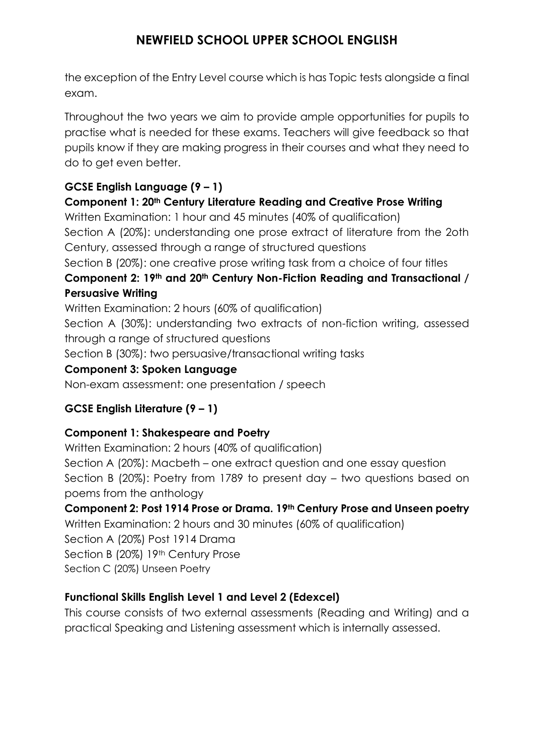the exception of the Entry Level course which is has Topic tests alongside a final exam.

Throughout the two years we aim to provide ample opportunities for pupils to practise what is needed for these exams. Teachers will give feedback so that pupils know if they are making progress in their courses and what they need to do to get even better.

**GCSE English Language (9 – 1)**

**Component 1: 20th Century Literature Reading and Creative Prose Writing**

Written Examination: 1 hour and 45 minutes (40% of qualification)

Section A (20%): understanding one prose extract of literature from the 2oth Century, assessed through a range of structured questions

Section B (20%): one creative prose writing task from a choice of four titles

**Component 2: 19th and 20th Century Non-Fiction Reading and Transactional / Persuasive Writing**

Written Examination: 2 hours (60% of qualification)

Section A (30%): understanding two extracts of non-fiction writing, assessed through a range of structured questions

Section B (30%): two persuasive/transactional writing tasks

**Component 3: Spoken Language**

Non-exam assessment: one presentation / speech

**GCSE English Literature (9 – 1)**

**Component 1: Shakespeare and Poetry**

Written Examination: 2 hours (40% of qualification)

Section A (20%): Macbeth – one extract question and one essay question

Section B (20%): Poetry from 1789 to present day – two questions based on poems from the anthology

**Component 2: Post 1914 Prose or Drama. 19th Century Prose and Unseen poetry**

Written Examination: 2 hours and 30 minutes (60% of qualification)

Section A (20%) Post 1914 Drama

Section B (20%) 19th Century Prose

Section C (20%) Unseen Poetry

**Functional Skills English Level 1 and Level 2 (Edexcel)**

This course consists of two external assessments (Reading and Writing) and a practical Speaking and Listening assessment which is internally assessed.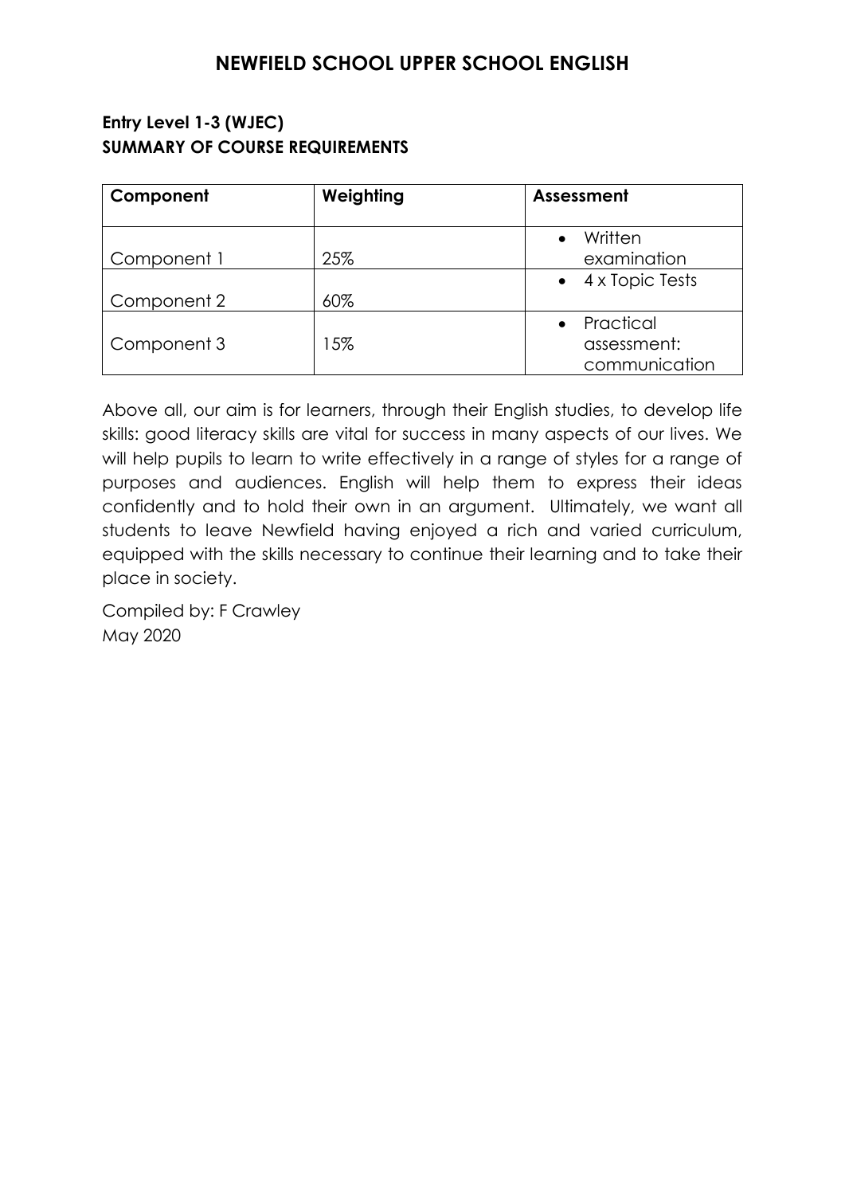# NEWFIELD SCHOOL UPPER SCHOOL ENGLISH

**Entry Level 1-3 (WJEC)**
**SUMMARY OF COURSE REQUIREMENTS**

| Component | Weighting | Assessment |
|---|---|---|
| Component 1 | 25% | • Written examination |
| Component 2 | 60% | • 4 x Topic Tests |
| Component 3 | 15% | • Practical assessment: communication |

Above all, our aim is for learners, through their English studies, to develop life skills: good literacy skills are vital for success in many aspects of our lives. We will help pupils to learn to write effectively in a range of styles for a range of purposes and audiences. English will help them to express their ideas confidently and to hold their own in an argument. Ultimately, we want all students to leave Newfield having enjoyed a rich and varied curriculum, equipped with the skills necessary to continue their learning and to take their place in society.

Compiled by: F Crawley
May 2020